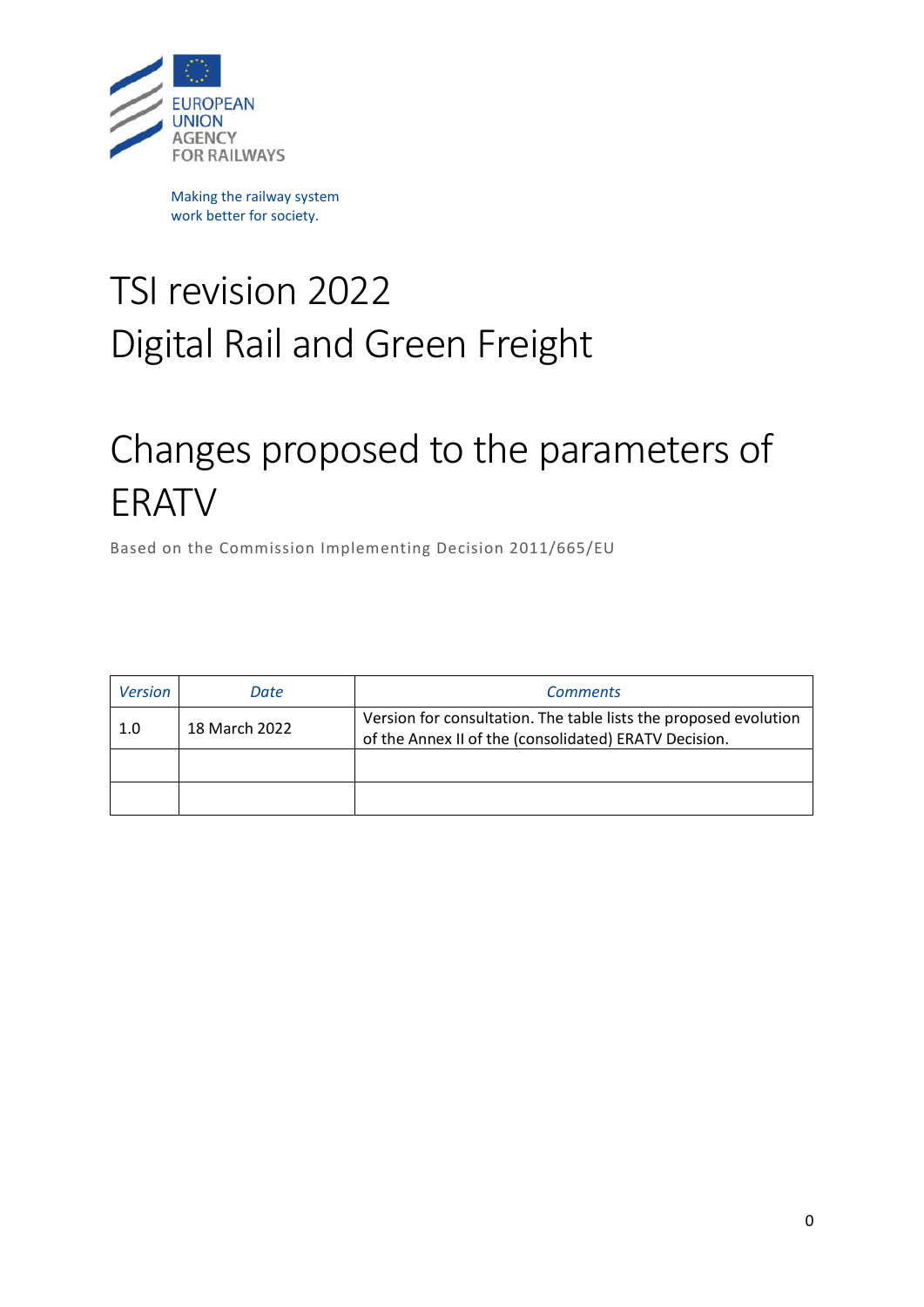EUROPEAN UNION AGENCY FOR RAILWAYS

Making the railway system work better for society.

# TSI revision 2022
# Digital Rail and Green Freight

# Changes proposed to the parameters of ERATV

Based on the Commission Implementing Decision 2011/665/EU

| *Version* | *Date* | *Comments* |
| --- | --- | --- |
| 1.0 | 18 March 2022 | Version for consultation. The table lists the proposed evolution of the Annex II of the (consolidated) ERATV Decision. |
| | | |
| | | |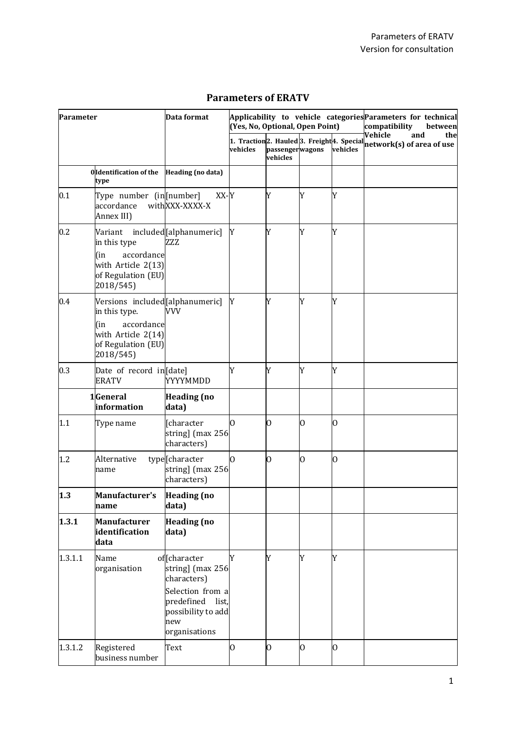# Parameters of ERATV

| Parameter | | Data format | Applicability to vehicle categories (Yes, No, Optional, Open Point) | | | | Parameters for technical compatibility between Vehicle and the network(s) of area of use |
|---|---|---|---|---|---|---|---|
| | | | 1. Traction vehicles | 2. Hauled passenger vehicles | 3. Freight wagons | 4. Special vehicles | |
| | 0 **Identification of the type** | **Heading (no data)** | | | | | |
| 0.1 | Type number (in accordance with Annex III) | [number] XX-XXX-XXXX-X | Y | Y | Y | Y | |
| 0.2 | Variant included in this type (in accordance with Article 2(13) of Regulation (EU) 2018/545) | [alphanumeric] ZZZ | Y | Y | Y | Y | |
| 0.4 | Versions included in this type. (in accordance with Article 2(14) of Regulation (EU) 2018/545) | [alphanumeric] VVV | Y | Y | Y | Y | |
| 0.3 | Date of record in ERATV | [date] YYYYMMDD | Y | Y | Y | Y | |
| | 1 **General information** | **Heading (no data)** | | | | | |
| 1.1 | Type name | [character string] (max 256 characters) | O | O | O | O | |
| 1.2 | Alternative type name | [character string] (max 256 characters) | O | O | O | O | |
| **1.3** | **Manufacturer's name** | **Heading (no data)** | | | | | |
| **1.3.1** | **Manufacturer identification data** | **Heading (no data)** | | | | | |
| 1.3.1.1 | Name of organisation | [character string] (max 256 characters) Selection from a predefined list, possibility to add new organisations | Y | Y | Y | Y | |
| 1.3.1.2 | Registered business number | Text | O | O | O | O | |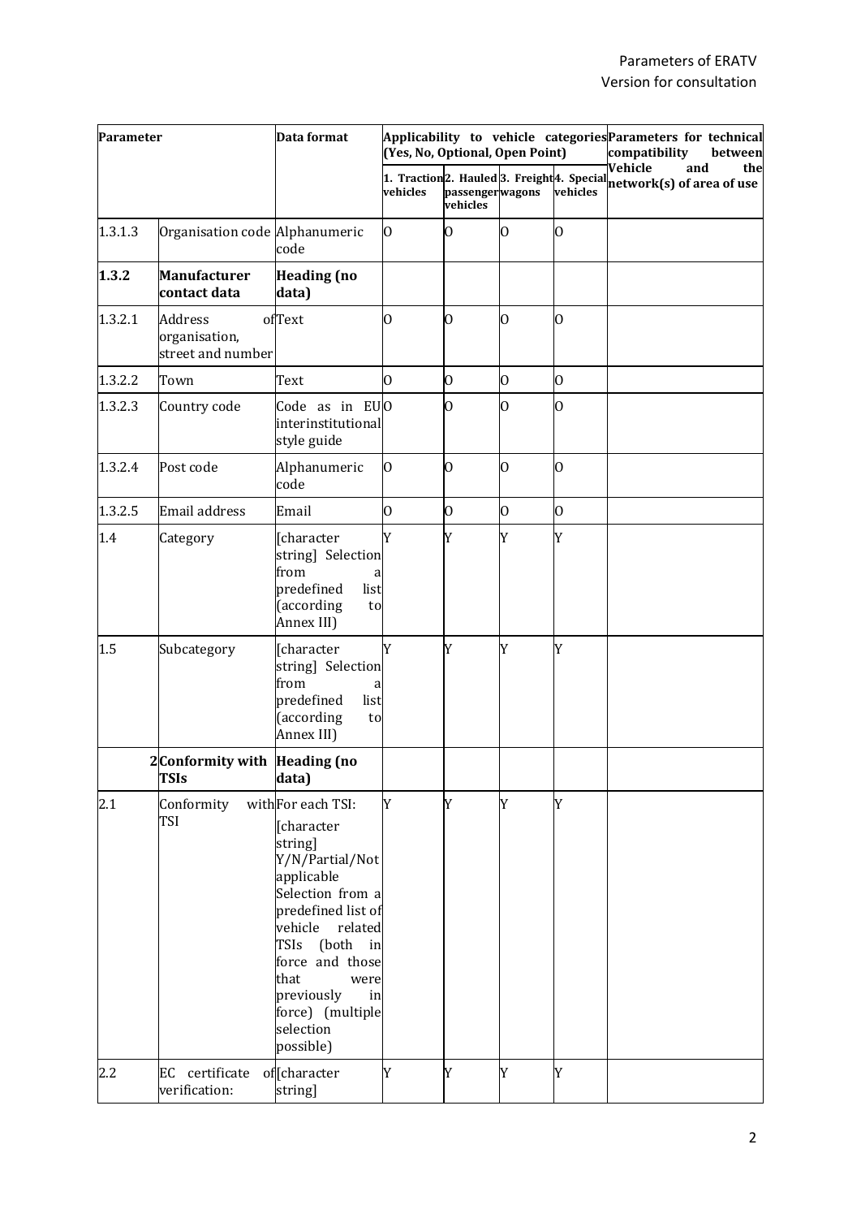| Parameter | | Data format | Applicability to vehicle categories (Yes, No, Optional, Open Point) | | | | Parameters for technical compatibility between Vehicle and the network(s) of area of use |
|---|---|---|---|---|---|---|---|
| | | | 1. Traction vehicles | 2. Hauled passenger vehicles | 3. Freight wagons | 4. Special vehicles | |
| 1.3.1.3 | Organisation code | Alphanumeric code | O | O | O | O | |
| **1.3.2** | **Manufacturer contact data** | **Heading (no data)** | | | | | |
| 1.3.2.1 | Address of organisation, street and number | Text | O | O | O | O | |
| 1.3.2.2 | Town | Text | O | O | O | O | |
| 1.3.2.3 | Country code | Code as in EU interinstitutional style guide | O | O | O | O | |
| 1.3.2.4 | Post code | Alphanumeric code | O | O | O | O | |
| 1.3.2.5 | Email address | Email | O | O | O | O | |
| 1.4 | Category | [character string] Selection from a predefined list (according to Annex III) | Y | Y | Y | Y | |
| 1.5 | Subcategory | [character string] Selection from a predefined list (according to Annex III) | Y | Y | Y | Y | |
| 2 | **Conformity with TSIs** | **Heading (no data)** | | | | | |
| 2.1 | Conformity with TSI | For each TSI: [character string] Y/N/Partial/Not applicable Selection from a predefined list of vehicle related TSIs (both in force and those that were previously in force) (multiple selection possible) | Y | Y | Y | Y | |
| 2.2 | EC certificate of verification: | [character string] | Y | Y | Y | Y | |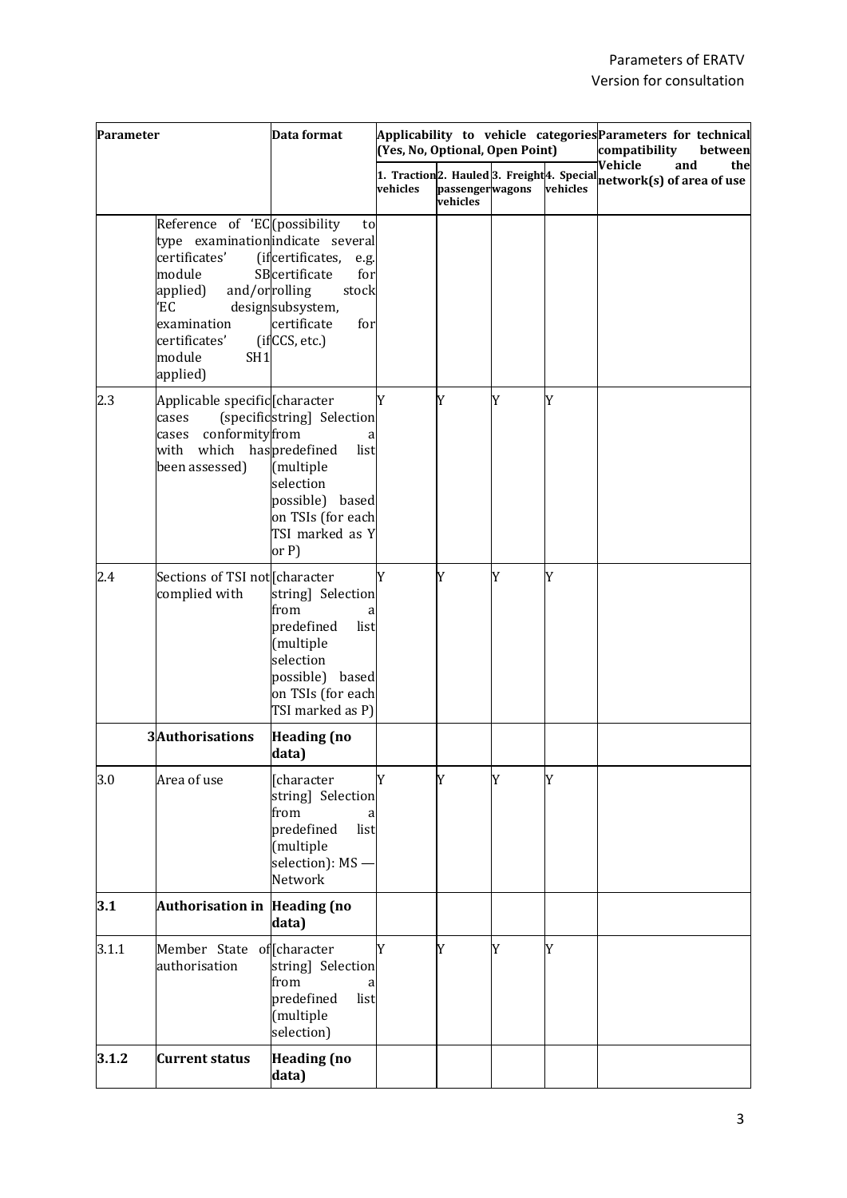| Parameter | | Data format | Applicability to vehicle categories (Yes, No, Optional, Open Point) | | | | Parameters for technical compatibility between Vehicle and the network(s) of area of use |
|---|---|---|---|---|---|---|---|
| | | | 1. Traction vehicles | 2. Hauled passenger vehicles | 3. Freight wagons | 4. Special vehicles | |
| | Reference of 'EC type examination certificates' (if module SB applied) and/or 'EC design examination certificates' (if module SH1 applied) | (possibility to indicate several certificates, e.g. certificate for rolling stock subsystem, certificate for CCS, etc.) | | | | | |
| 2.3 | Applicable specific cases (specific cases conformity with which has been assessed) | [character string] Selection from a predefined list (multiple selection possible) based on TSIs (for each TSI marked as Y or P) | Y | Y | Y | Y | |
| 2.4 | Sections of TSI not complied with | [character string] Selection from a predefined list (multiple selection possible) based on TSIs (for each TSI marked as P) | Y | Y | Y | Y | |
| 3 | **Authorisations** | **Heading (no data)** | | | | | |
| 3.0 | Area of use | [character string] Selection from a predefined list (multiple selection): MS — Network | Y | Y | Y | Y | |
| **3.1** | **Authorisation in** | **Heading (no data)** | | | | | |
| 3.1.1 | Member State of authorisation | [character string] Selection from a predefined list (multiple selection) | Y | Y | Y | Y | |
| **3.1.2** | **Current status** | **Heading (no data)** | | | | | |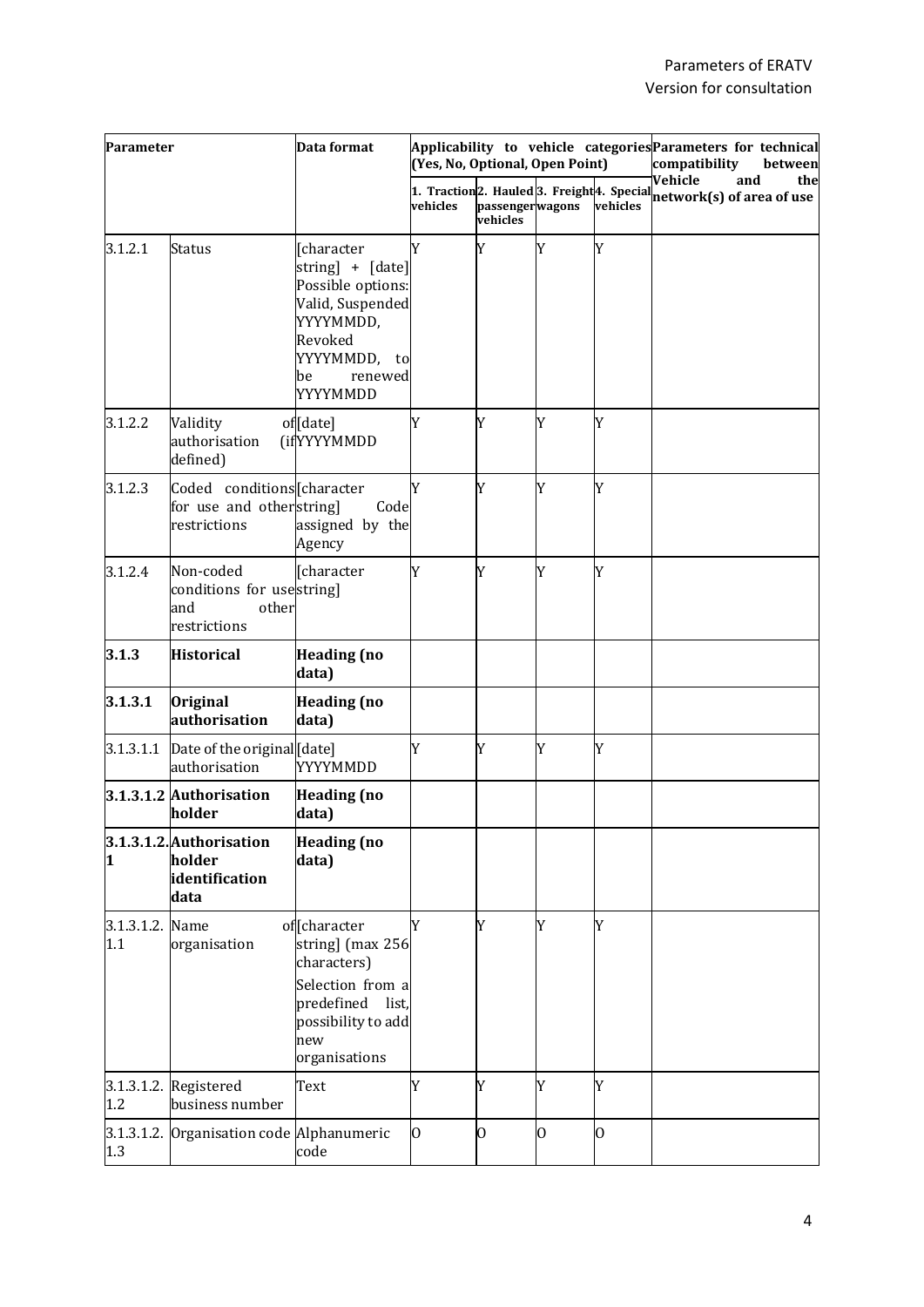| Parameter | | Data format | Applicability to vehicle categories (Yes, No, Optional, Open Point) | | | | Parameters for technical compatibility between Vehicle and the network(s) of area of use |
|---|---|---|---|---|---|---|---|
| | | | 1. Traction vehicles | 2. Hauled passenger vehicles | 3. Freight wagons | 4. Special vehicles | |
| 3.1.2.1 | Status | [character string] + [date] Possible options: Valid, Suspended YYYYMMDD, Revoked YYYYMMDD, to be renewed YYYYMMDD | Y | Y | Y | Y | |
| 3.1.2.2 | Validity of authorisation (if defined) | [date] YYYYMMDD | Y | Y | Y | Y | |
| 3.1.2.3 | Coded conditions for use and other restrictions | [character string] Code assigned by the Agency | Y | Y | Y | Y | |
| 3.1.2.4 | Non-coded conditions for use and other restrictions | [character string] | Y | Y | Y | Y | |
| **3.1.3** | **Historical** | **Heading (no data)** | | | | | |
| **3.1.3.1** | **Original authorisation** | **Heading (no data)** | | | | | |
| 3.1.3.1.1 | Date of the original authorisation | [date] YYYYMMDD | Y | Y | Y | Y | |
| **3.1.3.1.2** | **Authorisation holder** | **Heading (no data)** | | | | | |
| **3.1.3.1.2.1** | **Authorisation holder identification data** | **Heading (no data)** | | | | | |
| 3.1.3.1.2.1.1 | Name of organisation | [character string] (max 256 characters) Selection from a predefined list, possibility to add new organisations | Y | Y | Y | Y | |
| 3.1.3.1.2.1.2 | Registered business number | Text | Y | Y | Y | Y | |
| 3.1.3.1.2.1.3 | Organisation code | Alphanumeric code | O | O | O | O | |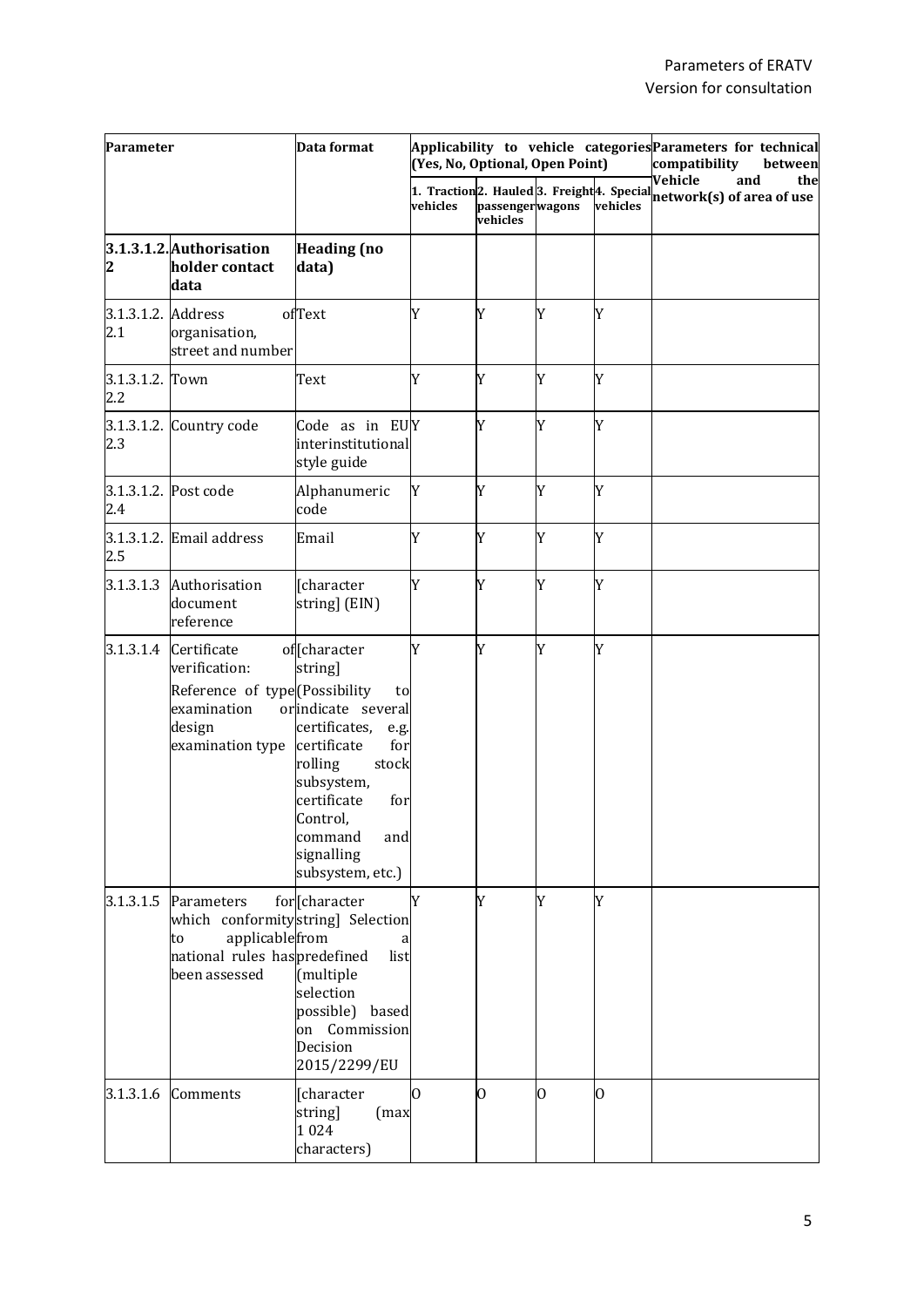| Parameter | | Data format | Applicability to vehicle categories (Yes, No, Optional, Open Point) | | | | Parameters for technical compatibility between Vehicle and the network(s) of area of use |
|---|---|---|---|---|---|---|---|
| | | | 1. Traction vehicles | 2. Hauled passenger vehicles | 3. Freight wagons | 4. Special vehicles | |
| **3.1.3.1.2.2** | **Authorisation holder contact data** | **Heading (no data)** | | | | | |
| 3.1.3.1.2.2.1 | Address of organisation, street and number | Text | Y | Y | Y | Y | |
| 3.1.3.1.2.2.2 | Town | Text | Y | Y | Y | Y | |
| 3.1.3.1.2.2.3 | Country code | Code as in EU interinstitutional style guide | Y | Y | Y | Y | |
| 3.1.3.1.2.2.4 | Post code | Alphanumeric code | Y | Y | Y | Y | |
| 3.1.3.1.2.2.5 | Email address | Email | Y | Y | Y | Y | |
| 3.1.3.1.3 | Authorisation document reference | [character string] (EIN) | Y | Y | Y | Y | |
| 3.1.3.1.4 | Certificate of verification: Reference of type examination or design examination type | [character string] (Possibility to indicate several certificates, e.g. certificate for rolling stock subsystem, certificate for Control, command and signalling subsystem, etc.) | Y | Y | Y | Y | |
| 3.1.3.1.5 | Parameters for which conformity to applicable national rules has been assessed | [character string] Selection from a predefined list (multiple selection possible) based on Commission Decision 2015/2299/EU | Y | Y | Y | Y | |
| 3.1.3.1.6 | Comments | [character string] (max 1 024 characters) | O | O | O | O | |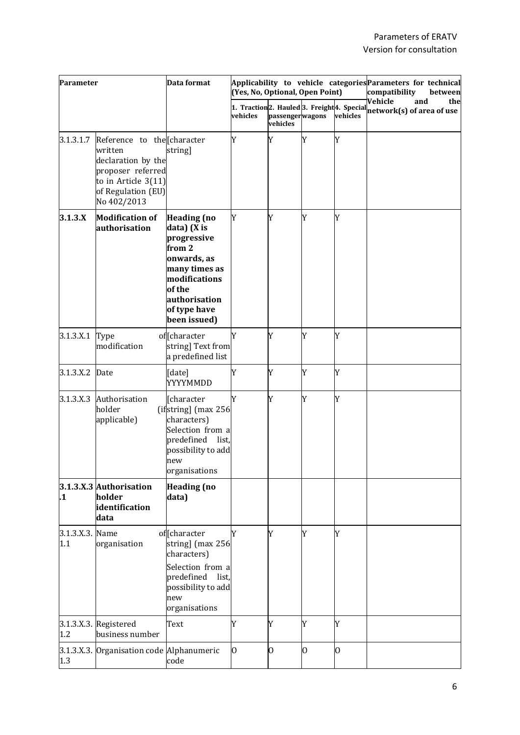| Parameter | | Data format | Applicability to vehicle categories (Yes, No, Optional, Open Point) | | | | Parameters for technical compatibility between Vehicle and the network(s) of area of use |
|---|---|---|---|---|---|---|---|
| | | | 1. Traction vehicles | 2. Hauled passenger vehicles | 3. Freight wagons | 4. Special vehicles | |
| 3.1.3.1.7 | Reference to the written declaration by the proposer referred to in Article 3(11) of Regulation (EU) No 402/2013 | [character string] | Y | Y | Y | Y | |
| **3.1.3.X** | **Modification of authorisation** | **Heading (no data) (X is progressive from 2 onwards, as many times as modifications of the authorisation of type have been issued)** | Y | Y | Y | Y | |
| 3.1.3.X.1 | Type of modification | [character string] Text from a predefined list | Y | Y | Y | Y | |
| 3.1.3.X.2 | Date | [date] YYYYMMDD | Y | Y | Y | Y | |
| 3.1.3.X.3 | Authorisation holder (if applicable) | [character string] (max 256 characters) Selection from a predefined list, possibility to add new organisations | Y | Y | Y | Y | |
| **3.1.3.X.3.1** | **Authorisation holder identification data** | **Heading (no data)** | | | | | |
| 3.1.3.X.3.1.1 | Name of organisation | [character string] (max 256 characters) Selection from a predefined list, possibility to add new organisations | Y | Y | Y | Y | |
| 3.1.3.X.3.1.2 | Registered business number | Text | Y | Y | Y | Y | |
| 3.1.3.X.3.1.3 | Organisation code | Alphanumeric code | O | O | O | O | |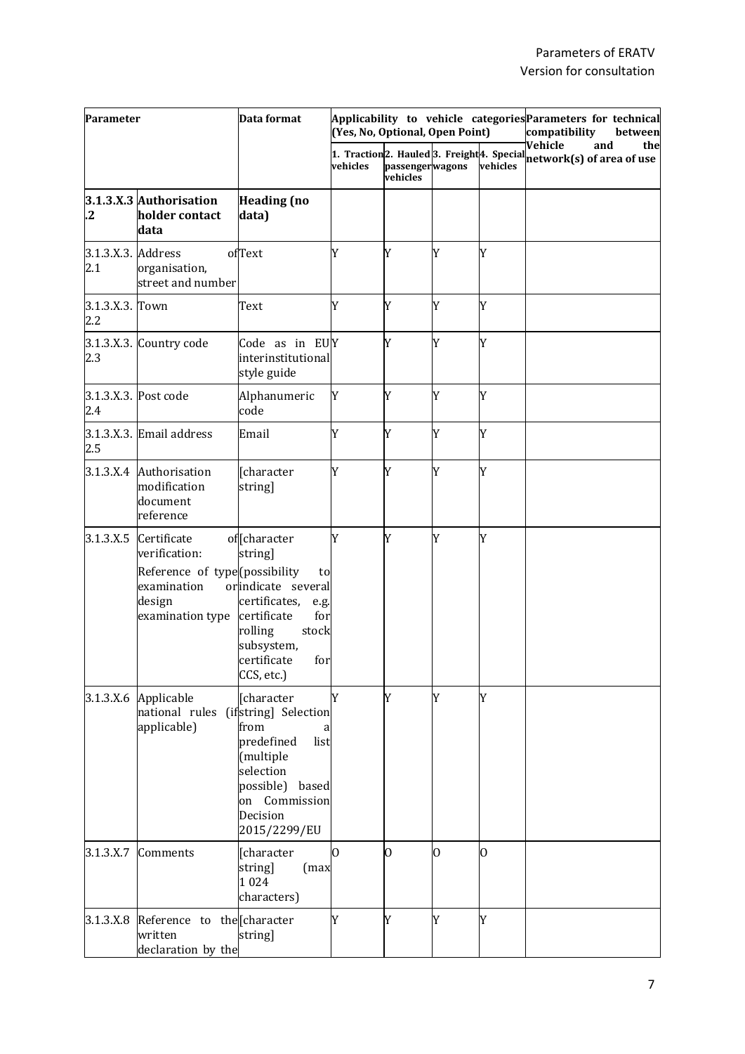| Parameter | | Data format | Applicability to vehicle categories (Yes, No, Optional, Open Point) | | | | Parameters for technical compatibility between Vehicle and the network(s) of area of use |
|---|---|---|---|---|---|---|---|
| | | | 1. Traction vehicles | 2. Hauled passenger vehicles | 3. Freight wagons | 4. Special vehicles | |
| **3.1.3.X.3.2** | **Authorisation holder contact data** | **Heading (no data)** | | | | | |
| 3.1.3.X.3.2.1 | Address of organisation, street and number | Text | Y | Y | Y | Y | |
| 3.1.3.X.3.2.2 | Town | Text | Y | Y | Y | Y | |
| 3.1.3.X.3.2.3 | Country code | Code as in EU interinstitutional style guide | Y | Y | Y | Y | |
| 3.1.3.X.3.2.4 | Post code | Alphanumeric code | Y | Y | Y | Y | |
| 3.1.3.X.3.2.5 | Email address | Email | Y | Y | Y | Y | |
| 3.1.3.X.4 | Authorisation modification document reference | [character string] | Y | Y | Y | Y | |
| 3.1.3.X.5 | Certificate of verification: Reference of type examination or design examination type | [character string] (possibility to indicate several certificates, e.g. certificate for rolling stock subsystem, certificate for CCS, etc.) | Y | Y | Y | Y | |
| 3.1.3.X.6 | Applicable national rules (if applicable) | [character string] Selection from a predefined list (multiple selection possible) based on Commission Decision 2015/2299/EU | Y | Y | Y | Y | |
| 3.1.3.X.7 | Comments | [character string] (max 1 024 characters) | O | O | O | O | |
| 3.1.3.X.8 | Reference to the written declaration by the | [character string] | Y | Y | Y | Y | |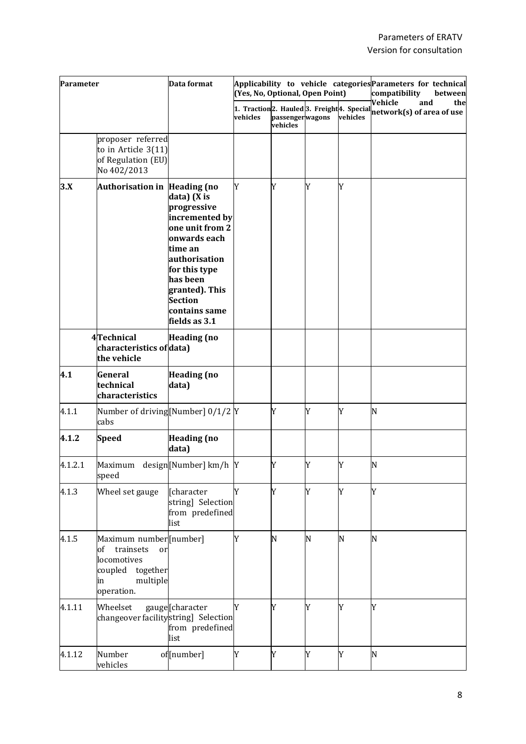| Parameter | | Data format | Applicability to vehicle categories (Yes, No, Optional, Open Point) | | | | Parameters for technical compatibility between Vehicle and the network(s) of area of use |
|---|---|---|---|---|---|---|---|
| | | | 1. Traction vehicles | 2. Hauled passenger vehicles | 3. Freight wagons | 4. Special vehicles | |
| | proposer referred to in Article 3(11) of Regulation (EU) No 402/2013 | | | | | | |
| **3.X** | **Authorisation in** | **Heading (no data) (X is progressive incremented by one unit from 2 onwards each time an authorisation for this type has been granted). This Section contains same fields as 3.1** | Y | Y | Y | Y | |
| 4 | **Technical characteristics of the vehicle** | **Heading (no data)** | | | | | |
| **4.1** | **General technical characteristics** | **Heading (no data)** | | | | | |
| 4.1.1 | Number of driving cabs | [Number] 0/1/2 | Y | Y | Y | Y | N |
| **4.1.2** | **Speed** | **Heading (no data)** | | | | | |
| 4.1.2.1 | Maximum design speed | [Number] km/h | Y | Y | Y | Y | N |
| 4.1.3 | Wheel set gauge | [character string] Selection from predefined list | Y | Y | Y | Y | Y |
| 4.1.5 | Maximum number of trainsets or locomotives coupled together in multiple operation. | [number] | Y | N | N | N | N |
| 4.1.11 | Wheelset gauge changeover facility | [character string] Selection from predefined list | Y | Y | Y | Y | Y |
| 4.1.12 | Number of vehicles | [number] | Y | Y | Y | Y | N |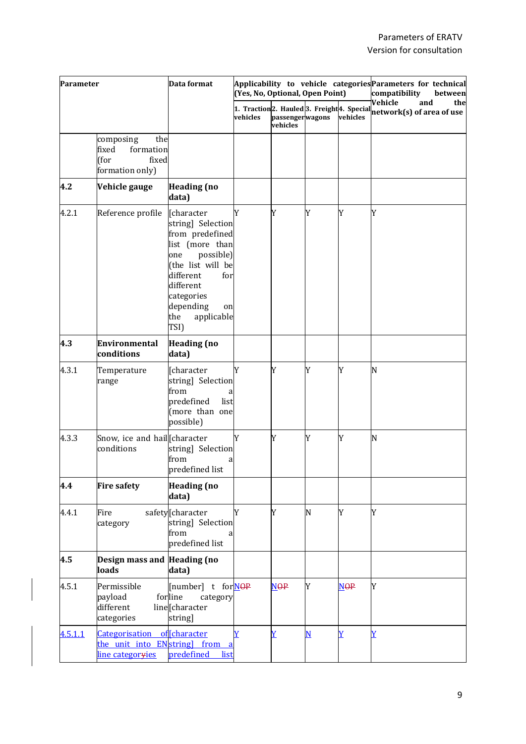| Parameter | | Data format | Applicability to vehicle categories (Yes, No, Optional, Open Point) | | | | Parameters for technical compatibility between Vehicle and the network(s) of area of use |
|---|---|---|---|---|---|---|---|
| | | | 1. Traction vehicles | 2. Hauled passenger vehicles | 3. Freight wagons | 4. Special vehicles | |
| | composing the fixed formation (for fixed formation only) | | | | | | |
| **4.2** | **Vehicle gauge** | **Heading (no data)** | | | | | |
| 4.2.1 | Reference profile | [character string] Selection from predefined list (more than one possible) (the list will be different for different categories depending on the applicable TSI) | Y | Y | Y | Y | Y |
| **4.3** | **Environmental conditions** | **Heading (no data)** | | | | | |
| 4.3.1 | Temperature range | [character string] Selection from a predefined list (more than one possible) | Y | Y | Y | Y | N |
| 4.3.3 | Snow, ice and hail conditions | [character string] Selection from a predefined list | Y | Y | Y | Y | N |
| **4.4** | **Fire safety** | **Heading (no data)** | | | | | |
| 4.4.1 | Fire safety category | [character string] Selection from a predefined list | Y | Y | N | Y | Y |
| **4.5** | **Design mass and loads** | **Heading (no data)** | | | | | |
| 4.5.1 | Permissible payload for different line categories | [number] t for line category [character string] | N~~OP~~ | N~~OP~~ | Y | N~~OP~~ | Y |
| 4.5.1.1 | Categorisation of the unit into EN line categor~~y~~ies | [character string] from a predefined list | Y | Y | N | Y | Y |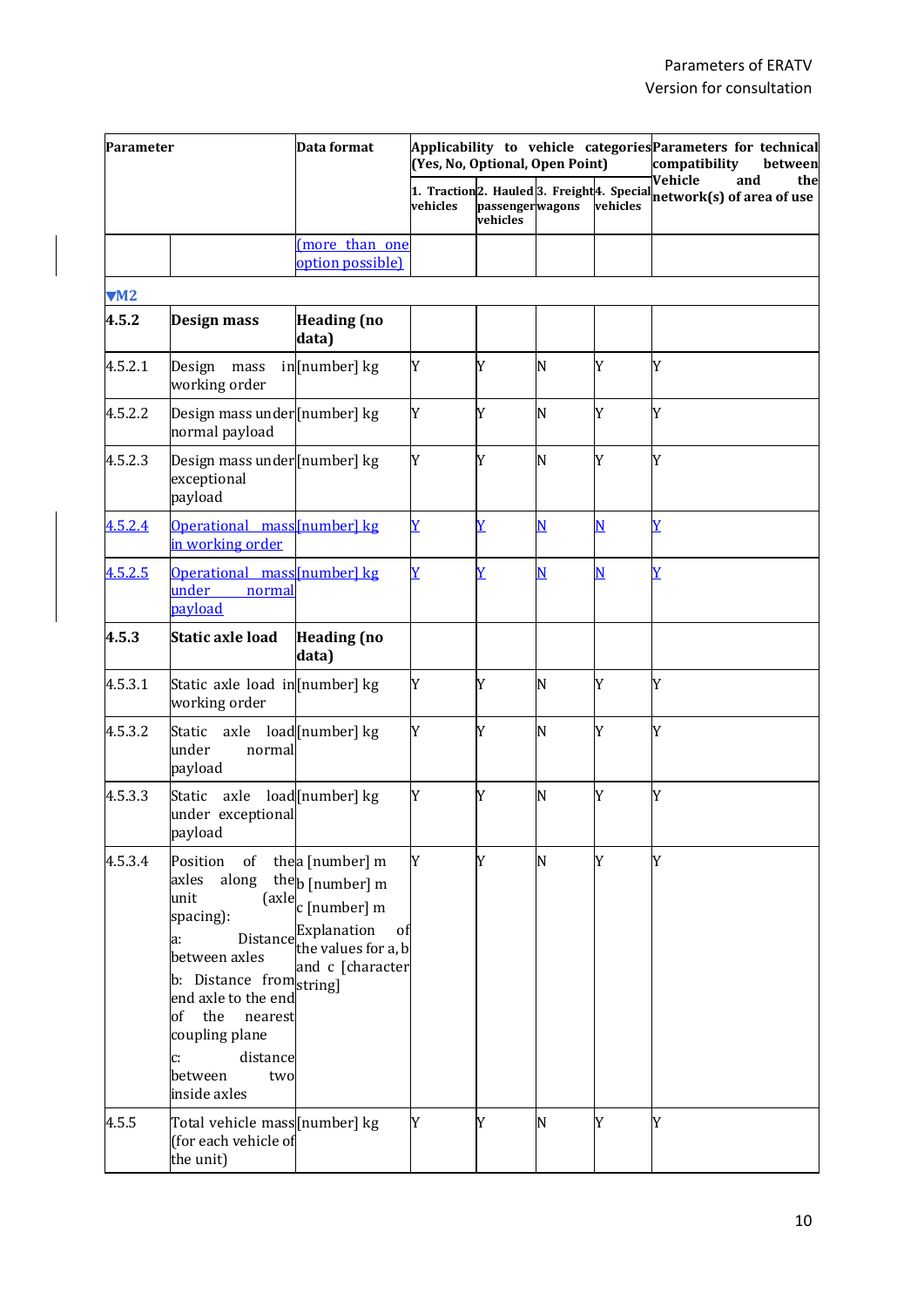| Parameter | | Data format | Applicability to vehicle categories (Yes, No, Optional, Open Point) | | | | Parameters for technical compatibility between Vehicle and the network(s) of area of use |
|---|---|---|---|---|---|---|---|
| | | | 1. Traction vehicles | 2. Hauled passenger vehicles | 3. Freight wagons | 4. Special vehicles | |
| | | (more than one option possible) | | | | | |
| ▼M2 | | | | | | | |
| **4.5.2** | **Design mass** | **Heading (no data)** | | | | | |
| 4.5.2.1 | Design mass in working order | [number] kg | Y | Y | N | Y | Y |
| 4.5.2.2 | Design mass under normal payload | [number] kg | Y | Y | N | Y | Y |
| 4.5.2.3 | Design mass under exceptional payload | [number] kg | Y | Y | N | Y | Y |
| 4.5.2.4 | Operational mass in working order | [number] kg | Y | Y | N | N | Y |
| 4.5.2.5 | Operational mass under normal payload | [number] kg | Y | Y | N | N | Y |
| **4.5.3** | **Static axle load** | **Heading (no data)** | | | | | |
| 4.5.3.1 | Static axle load in working order | [number] kg | Y | Y | N | Y | Y |
| 4.5.3.2 | Static axle load under normal payload | [number] kg | Y | Y | N | Y | Y |
| 4.5.3.3 | Static axle load under exceptional payload | [number] kg | Y | Y | N | Y | Y |
| 4.5.3.4 | Position of the axles along the unit (axle spacing):<br>a: Distance between axles<br>b: Distance from end axle to the end of the nearest coupling plane<br>c: distance between two inside axles | a [number] m<br>b [number] m<br>c [number] m<br>Explanation of the values for a, b and c [character string] | Y | Y | N | Y | Y |
| 4.5.5 | Total vehicle mass (for each vehicle of the unit) | [number] kg | Y | Y | N | Y | Y |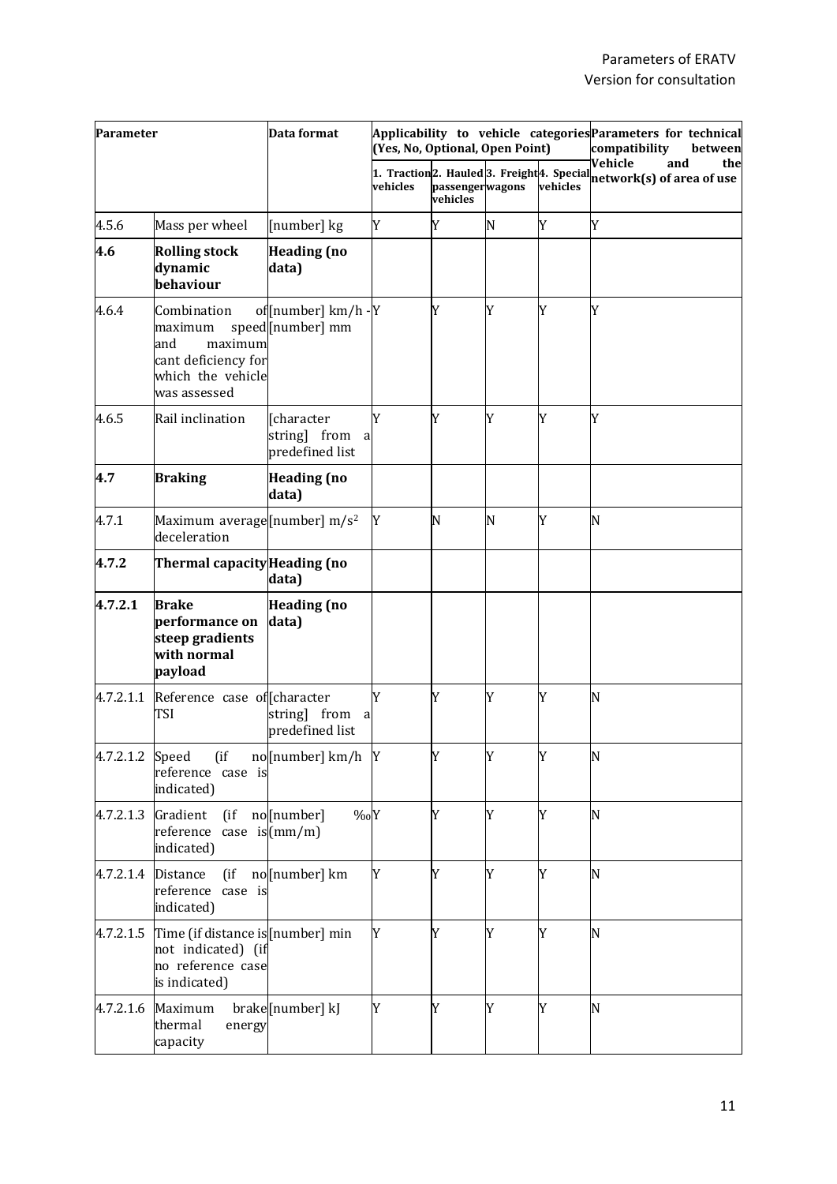| Parameter | | Data format | Applicability to vehicle categories (Yes, No, Optional, Open Point) | | | | Parameters for technical compatibility between Vehicle and the network(s) of area of use |
|---|---|---|---|---|---|---|---|
| | | | 1. Traction vehicles | 2. Hauled passenger vehicles | 3. Freight wagons | 4. Special vehicles | |
| 4.5.6 | Mass per wheel | [number] kg | Y | Y | N | Y | Y |
| **4.6** | **Rolling stock dynamic behaviour** | **Heading (no data)** | | | | | |
| 4.6.4 | Combination of maximum speed and maximum cant deficiency for which the vehicle was assessed | [number] km/h - [number] mm | Y | Y | Y | Y | Y |
| 4.6.5 | Rail inclination | [character string] from a predefined list | Y | Y | Y | Y | Y |
| **4.7** | **Braking** | **Heading (no data)** | | | | | |
| 4.7.1 | Maximum average deceleration | [number] $m/s^2$ | Y | N | N | Y | N |
| **4.7.2** | **Thermal capacity** | **Heading (no data)** | | | | | |
| **4.7.2.1** | **Brake performance on steep gradients with normal payload** | **Heading (no data)** | | | | | |
| 4.7.2.1.1 | Reference case of TSI | [character string] from a predefined list | Y | Y | Y | Y | N |
| 4.7.2.1.2 | Speed (if no reference case is indicated) | [number] km/h | Y | Y | Y | Y | N |
| 4.7.2.1.3 | Gradient (if no reference case is indicated) | [number] ‰ (mm/m) | Y | Y | Y | Y | N |
| 4.7.2.1.4 | Distance (if no reference case is indicated) | [number] km | Y | Y | Y | Y | N |
| 4.7.2.1.5 | Time (if distance is not indicated) (if no reference case is indicated) | [number] min | Y | Y | Y | Y | N |
| 4.7.2.1.6 | Maximum brake thermal energy capacity | [number] kJ | Y | Y | Y | Y | N |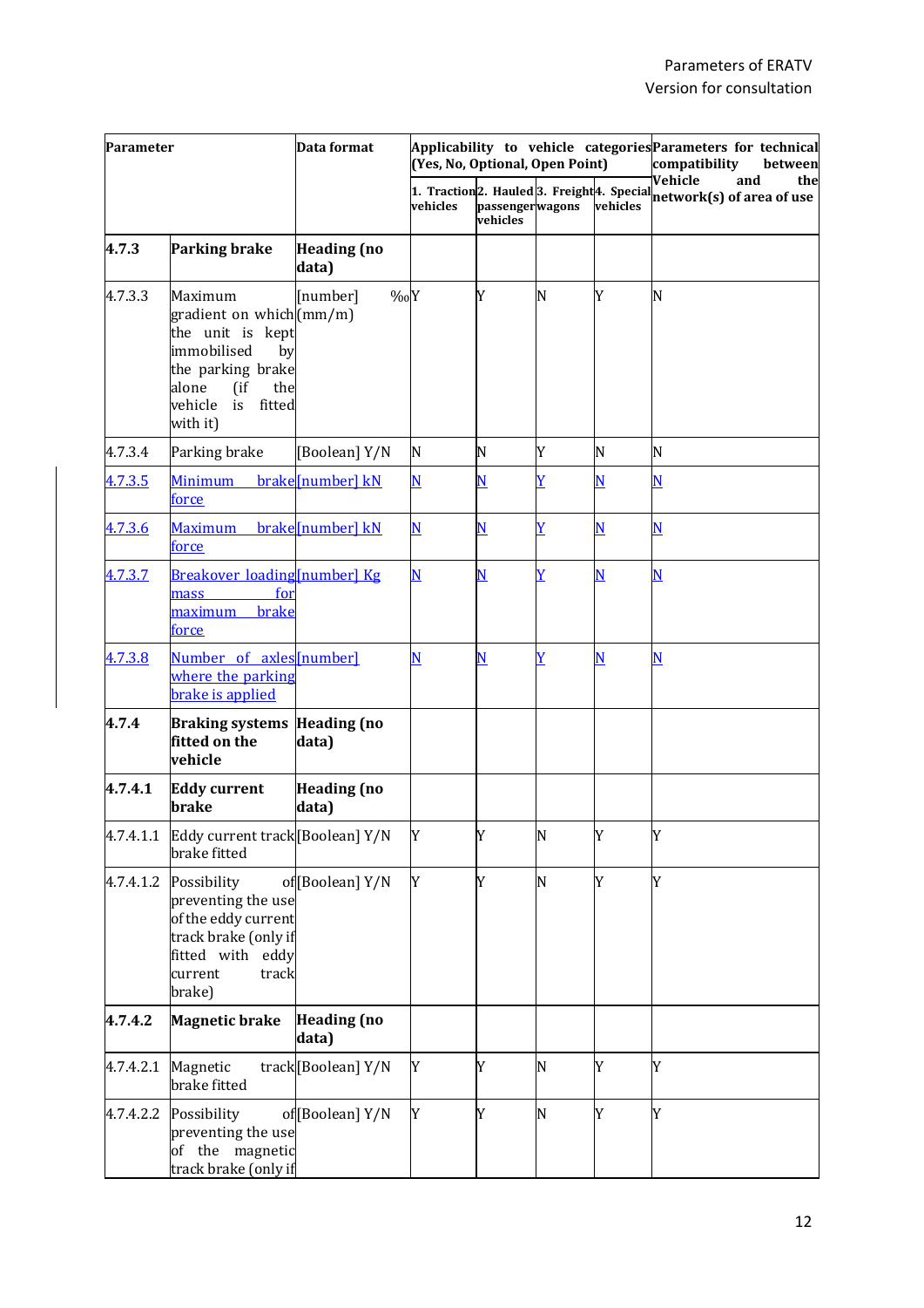| Parameter | | Data format | Applicability to vehicle categories (Yes, No, Optional, Open Point) | | | | Parameters for technical compatibility between Vehicle and the network(s) of area of use |
|---|---|---|---|---|---|---|---|
| | | | 1. Traction vehicles | 2. Hauled passenger vehicles | 3. Freight wagons | 4. Special vehicles | |
| **4.7.3** | **Parking brake** | **Heading (no data)** | | | | | |
| 4.7.3.3 | Maximum gradient on which the unit is kept immobilised by the parking brake alone (if the vehicle is fitted with it) | [number] ‰ (mm/m) | Y | Y | N | Y | N |
| 4.7.3.4 | Parking brake | [Boolean] Y/N | N | N | Y | N | N |
| 4.7.3.5 | Minimum brake force | [number] kN | N | N | Y | N | N |
| 4.7.3.6 | Maximum brake force | [number] kN | N | N | Y | N | N |
| 4.7.3.7 | Breakover loading mass for maximum brake force | [number] Kg | N | N | Y | N | N |
| 4.7.3.8 | Number of axles where the parking brake is applied | [number] | N | N | Y | N | N |
| **4.7.4** | **Braking systems fitted on the vehicle** | **Heading (no data)** | | | | | |
| **4.7.4.1** | **Eddy current brake** | **Heading (no data)** | | | | | |
| 4.7.4.1.1 | Eddy current track brake fitted | [Boolean] Y/N | Y | Y | N | Y | Y |
| 4.7.4.1.2 | Possibility of preventing the use of the eddy current track brake (only if fitted with eddy current track brake) | [Boolean] Y/N | Y | Y | N | Y | Y |
| **4.7.4.2** | **Magnetic brake** | **Heading (no data)** | | | | | |
| 4.7.4.2.1 | Magnetic track brake fitted | [Boolean] Y/N | Y | Y | N | Y | Y |
| 4.7.4.2.2 | Possibility of preventing the use of the magnetic track brake (only if | [Boolean] Y/N | Y | Y | N | Y | Y |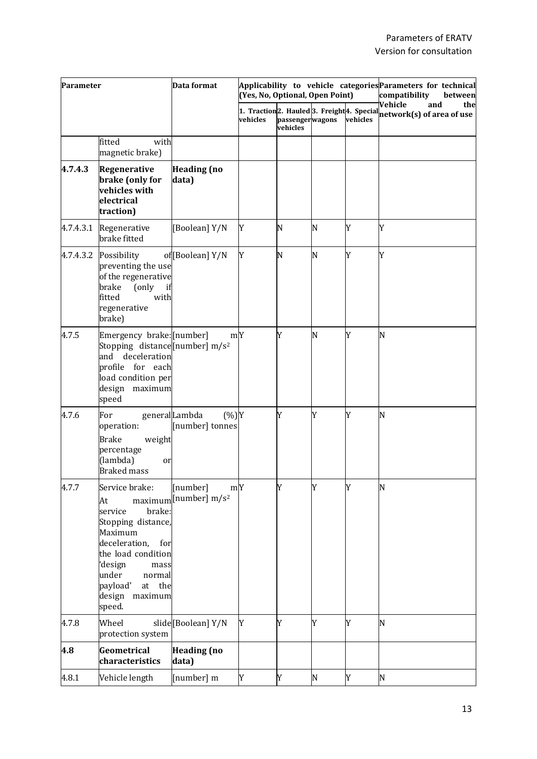| Parameter | | Data format | Applicability to vehicle categories (Yes, No, Optional, Open Point) | | | | Parameters for technical compatibility between Vehicle and the network(s) of area of use |
|---|---|---|---|---|---|---|---|
| | | | 1. Traction vehicles | 2. Hauled passenger vehicles | 3. Freight wagons | 4. Special vehicles | |
| | fitted with magnetic brake) | | | | | | |
| **4.7.4.3** | **Regenerative brake (only for vehicles with electrical traction)** | **Heading (no data)** | | | | | |
| 4.7.4.3.1 | Regenerative brake fitted | [Boolean] Y/N | Y | N | N | Y | Y |
| 4.7.4.3.2 | Possibility of preventing the use of the regenerative brake (only if fitted with regenerative brake) | [Boolean] Y/N | Y | N | N | Y | Y |
| 4.7.5 | Emergency brake: Stopping distance and deceleration profile for each load condition per design maximum speed | [number] m<br>[number] $m/s^2$ | Y | Y | N | Y | N |
| 4.7.6 | For general operation:<br>Brake weight percentage (lambda) or Braked mass | Lambda (%)<br>[number] tonnes | Y | Y | Y | Y | N |
| 4.7.7 | Service brake:<br>At maximum service brake: Stopping distance, Maximum deceleration, for the load condition 'design mass under normal payload' at the design maximum speed. | [number] m<br>[number] $m/s^2$ | Y | Y | Y | Y | N |
| 4.7.8 | Wheel slide protection system | [Boolean] Y/N | Y | Y | Y | Y | N |
| **4.8** | **Geometrical characteristics** | **Heading (no data)** | | | | | |
| 4.8.1 | Vehicle length | [number] m | Y | Y | N | Y | N |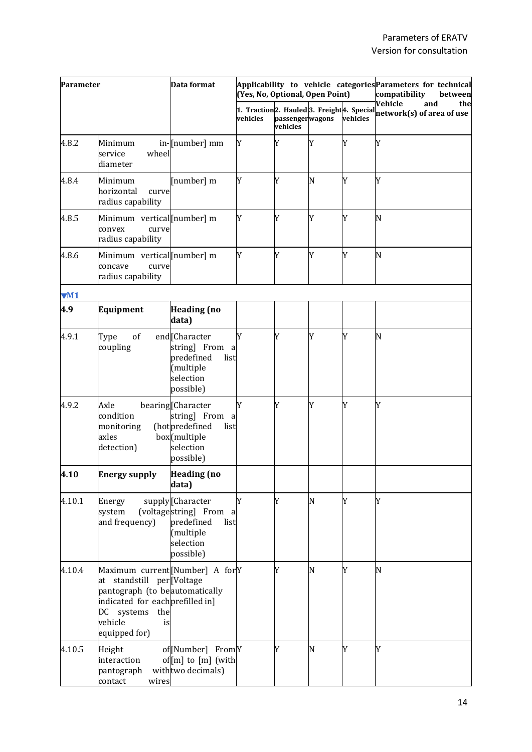| Parameter | | Data format | Applicability to vehicle categories (Yes, No, Optional, Open Point) | | | | Parameters for technical compatibility between Vehicle and the network(s) of area of use |
|---|---|---|---|---|---|---|---|
| | | | 1. Traction vehicles | 2. Hauled passenger vehicles | 3. Freight wagons | 4. Special vehicles | |
| 4.8.2 | Minimum in-service wheel diameter | [number] mm | Y | Y | Y | Y | Y |
| 4.8.4 | Minimum horizontal curve radius capability | [number] m | Y | Y | N | Y | Y |
| 4.8.5 | Minimum vertical convex curve radius capability | [number] m | Y | Y | Y | Y | N |
| 4.8.6 | Minimum vertical concave curve radius capability | [number] m | Y | Y | Y | Y | N |
| ▼M1 | | | | | | | |
| **4.9** | **Equipment** | **Heading (no data)** | | | | | |
| 4.9.1 | Type of end coupling | [Character string] From a predefined list (multiple selection possible) | Y | Y | Y | Y | N |
| 4.9.2 | Axle bearing condition monitoring (hot axles box detection) | [Character string] From a predefined list (multiple selection possible) | Y | Y | Y | Y | Y |
| **4.10** | **Energy supply** | **Heading (no data)** | | | | | |
| 4.10.1 | Energy supply system (voltage and frequency) | [Character string] From a predefined list (multiple selection possible) | Y | Y | N | Y | Y |
| 4.10.4 | Maximum current at standstill per pantograph (to be indicated for each DC systems the vehicle is equipped for) | [Number] A for [Voltage automatically prefilled in] | Y | Y | N | Y | N |
| 4.10.5 | Height of interaction of pantograph with contact wires | [Number] From [m] to [m] (with two decimals) | Y | Y | N | Y | Y |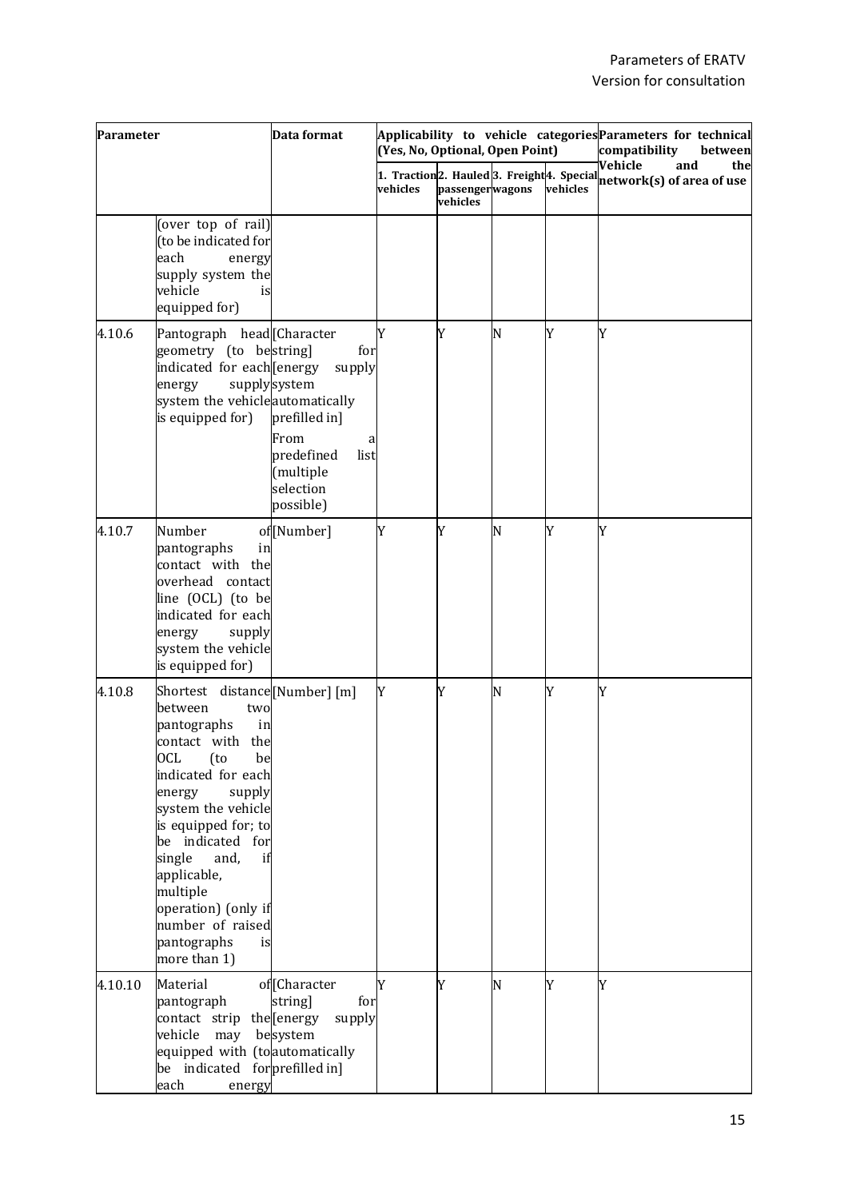| Parameter | | Data format | Applicability to vehicle categories (Yes, No, Optional, Open Point) | | | | Parameters for technical compatibility between Vehicle and the network(s) of area of use |
|---|---|---|---|---|---|---|---|
| | | | 1. Traction vehicles | 2. Hauled passenger vehicles | 3. Freight wagons | 4. Special vehicles | |
| | (over top of rail) (to be indicated for each energy supply system the vehicle is equipped for) | | | | | | |
| 4.10.6 | Pantograph head geometry (to be indicated for each energy supply system the vehicle is equipped for) | [Character string] for [energy supply system automatically prefilled in]<br>From a predefined list (multiple selection possible) | Y | Y | N | Y | Y |
| 4.10.7 | Number of pantographs in contact with the overhead contact line (OCL) (to be indicated for each energy supply system the vehicle is equipped for) | [Number] | Y | Y | N | Y | Y |
| 4.10.8 | Shortest distance between two pantographs in contact with the OCL (to be indicated for each energy supply system the vehicle is equipped for; to be indicated for single and, if applicable, multiple operation) (only if number of raised pantographs is more than 1) | [Number] [m] | Y | Y | N | Y | Y |
| 4.10.10 | Material of pantograph contact strip the vehicle may be equipped with (to be indicated for each energy | [Character string] for [energy supply system automatically prefilled in] | Y | Y | N | Y | Y |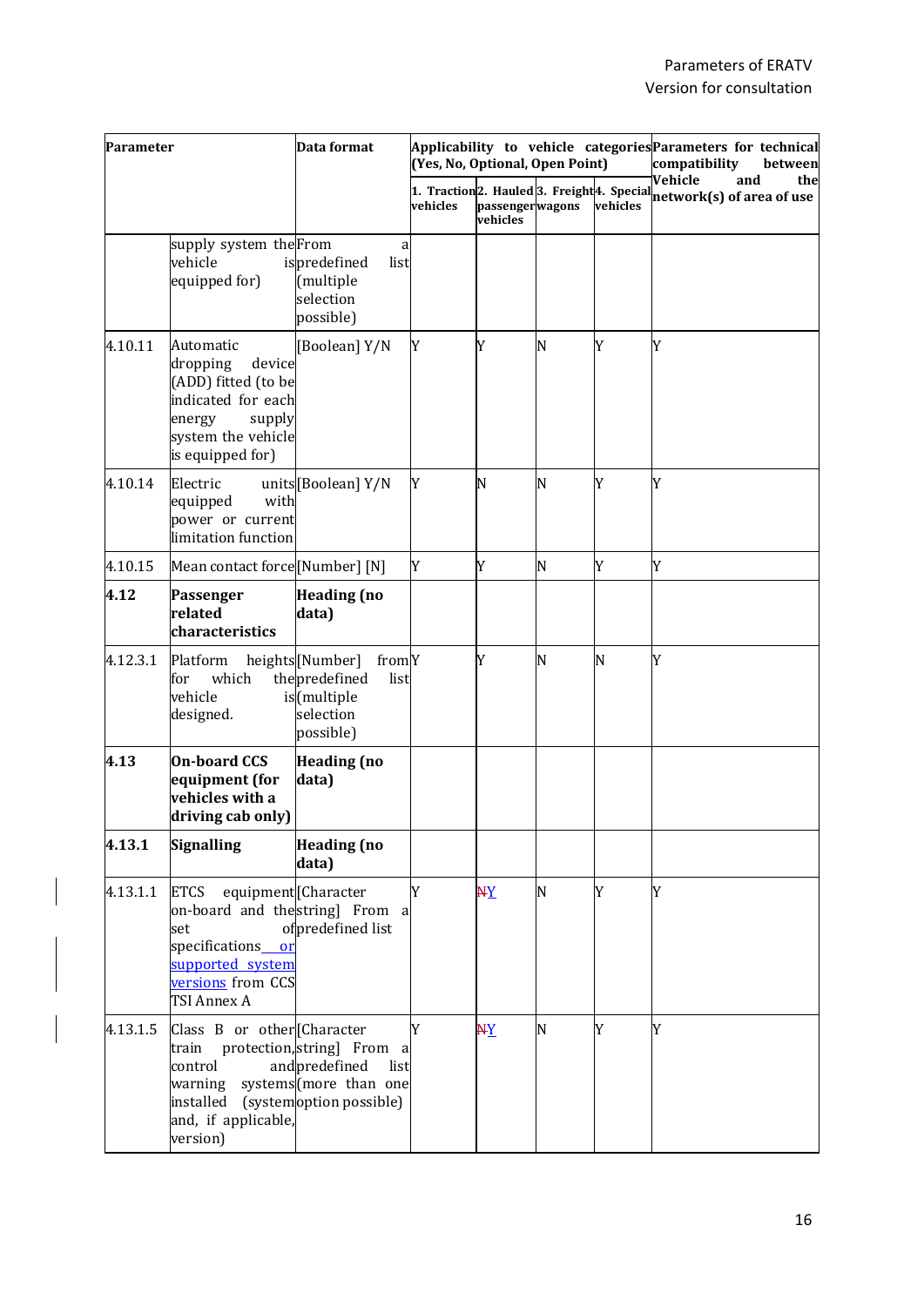| Parameter | | Data format | Applicability to vehicle categories (Yes, No, Optional, Open Point) | | | | Parameters for technical compatibility between Vehicle and the network(s) of area of use |
|---|---|---|---|---|---|---|---|
| | | | 1. Traction vehicles | 2. Hauled passenger vehicles | 3. Freight wagons | 4. Special vehicles | |
| | supply system the vehicle is equipped for) | From a predefined list (multiple selection possible) | | | | | |
| 4.10.11 | Automatic dropping device (ADD) fitted (to be indicated for each energy supply system the vehicle is equipped for) | [Boolean] Y/N | Y | Y | N | Y | Y |
| 4.10.14 | Electric units equipped with power or current limitation function | [Boolean] Y/N | Y | N | N | Y | Y |
| 4.10.15 | Mean contact force | [Number] [N] | Y | Y | N | Y | Y |
| **4.12** | **Passenger related characteristics** | **Heading (no data)** | | | | | |
| 4.12.3.1 | Platform heights for which the vehicle is designed. | [Number] from predefined list (multiple selection possible) | Y | Y | N | N | Y |
| **4.13** | **On-board CCS equipment (for vehicles with a driving cab only)** | **Heading (no data)** | | | | | |
| **4.13.1** | **Signalling** | **Heading (no data)** | | | | | |
| 4.13.1.1 | ETCS equipment on-board and the set of specifications or supported system versions from CCS TSI Annex A | [Character string] From a predefined list | Y | ~~N~~Y | N | Y | Y |
| 4.13.1.5 | Class B or other train protection, control and warning systems installed (system and, if applicable, version) | [Character string] From a predefined list (more than one option possible) | Y | ~~N~~Y | N | Y | Y |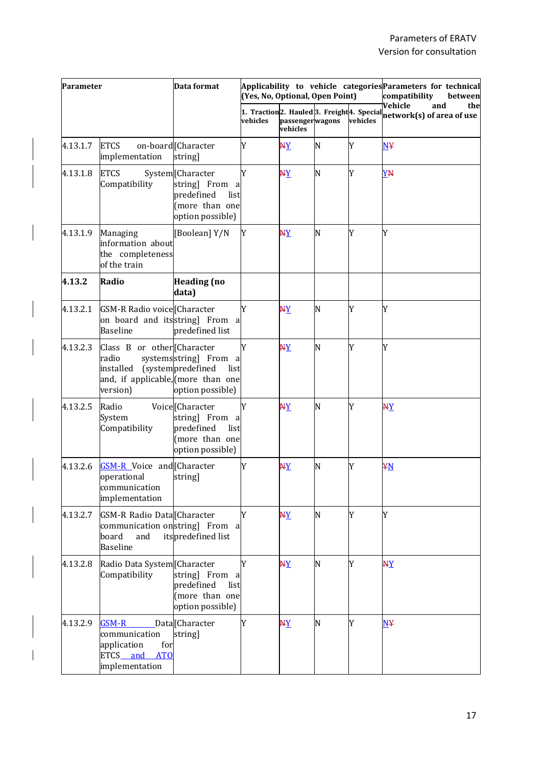| Parameter | | Data format | Applicability to vehicle categories (Yes, No, Optional, Open Point) | | | | Parameters for technical compatibility between Vehicle and the network(s) of area of use |
|---|---|---|---|---|---|---|---|
| | | | 1. Traction vehicles | 2. Hauled passenger vehicles | 3. Freight wagons | 4. Special vehicles | |
| 4.13.1.7 | ETCS on-board implementation | [Character string] | Y | ~~N~~Y | N | Y | N~~Y~~ |
| 4.13.1.8 | ETCS System Compatibility | [Character string] From a predefined list (more than one option possible) | Y | ~~N~~Y | N | Y | Y~~N~~ |
| 4.13.1.9 | Managing information about the completeness of the train | [Boolean] Y/N | Y | ~~N~~Y | N | Y | Y |
| **4.13.2** | **Radio** | **Heading (no data)** | | | | | |
| 4.13.2.1 | GSM-R Radio voice on board and its Baseline | [Character string] From a predefined list | Y | ~~N~~Y | N | Y | Y |
| 4.13.2.3 | Class B or other radio systems installed (system and, if applicable, version) | [Character string] From a predefined list (more than one option possible) | Y | ~~N~~Y | N | Y | Y |
| 4.13.2.5 | Radio Voice System Compatibility | [Character string] From a predefined list (more than one option possible) | Y | ~~N~~Y | N | Y | ~~N~~Y |
| 4.13.2.6 | GSM-R Voice and operational communication implementation | [Character string] | Y | ~~N~~Y | N | Y | ~~Y~~N |
| 4.13.2.7 | GSM-R Radio Data communication on board and its Baseline | [Character string] From a predefined list | Y | ~~N~~Y | N | Y | Y |
| 4.13.2.8 | Radio Data System Compatibility | [Character string] From a predefined list (more than one option possible) | Y | ~~N~~Y | N | Y | ~~N~~Y |
| 4.13.2.9 | GSM-R Data communication application for ETCS and ATO implementation | [Character string] | Y | ~~N~~Y | N | Y | N~~Y~~ |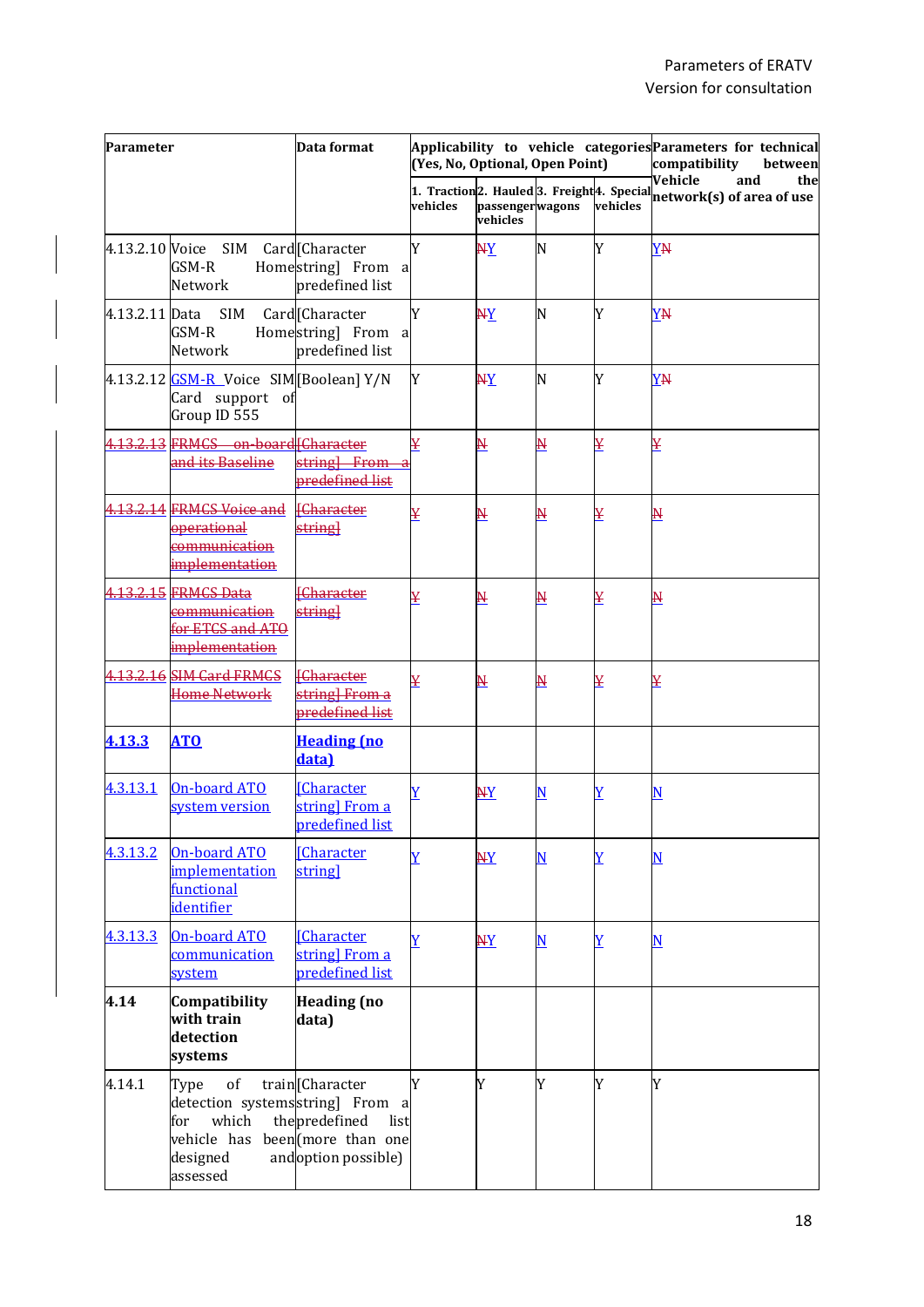| Parameter | | Data format | Applicability to vehicle categories (Yes, No, Optional, Open Point) | | | | Parameters for technical compatibility between Vehicle and the network(s) of area of use |
|---|---|---|---|---|---|---|---|
| | | | 1. Traction vehicles | 2. Hauled passenger vehicles | 3. Freight wagons | 4. Special vehicles | |
| 4.13.2.10 | Voice SIM Card GSM-R Home Network | [Character string] From a predefined list | Y | ~~N~~Y | N | Y | Y~~N~~ |
| 4.13.2.11 | Data SIM Card GSM-R Home Network | [Character string] From a predefined list | Y | ~~N~~Y | N | Y | Y~~N~~ |
| 4.13.2.12 | GSM-R Voice SIM Card support of Group ID 555 | [Boolean] Y/N | Y | ~~N~~Y | N | Y | Y~~N~~ |
| ~~4.13.2.13~~ | ~~FRMCS on-board and its Baseline~~ | ~~[Character string] From a predefined list~~ | ~~Y~~ | ~~N~~ | ~~N~~ | ~~Y~~ | ~~Y~~ |
| ~~4.13.2.14~~ | ~~FRMCS Voice and operational communication implementation~~ | ~~[Character string]~~ | ~~Y~~ | ~~N~~ | ~~N~~ | ~~Y~~ | ~~N~~ |
| ~~4.13.2.15~~ | ~~FRMCS Data communication for ETCS and ATO implementation~~ | ~~[Character string]~~ | ~~Y~~ | ~~N~~ | ~~N~~ | ~~Y~~ | ~~N~~ |
| ~~4.13.2.16~~ | ~~SIM Card FRMCS Home Network~~ | ~~[Character string] From a predefined list~~ | ~~Y~~ | ~~N~~ | ~~N~~ | ~~Y~~ | ~~Y~~ |
| **4.13.3** | **ATO** | **Heading (no data)** | | | | | |
| 4.3.13.1 | On-board ATO system version | [Character string] From a predefined list | Y | ~~N~~Y | N | Y | N |
| 4.3.13.2 | On-board ATO implementation functional identifier | [Character string] | Y | ~~N~~Y | N | Y | N |
| 4.3.13.3 | On-board ATO communication system | [Character string] From a predefined list | Y | ~~N~~Y | N | Y | N |
| **4.14** | **Compatibility with train detection systems** | **Heading (no data)** | | | | | |
| 4.14.1 | Type of train detection systems for which vehicle has been designed and assessed | [Character string] From the predefined list (more than one option possible) | Y | Y | Y | Y | Y |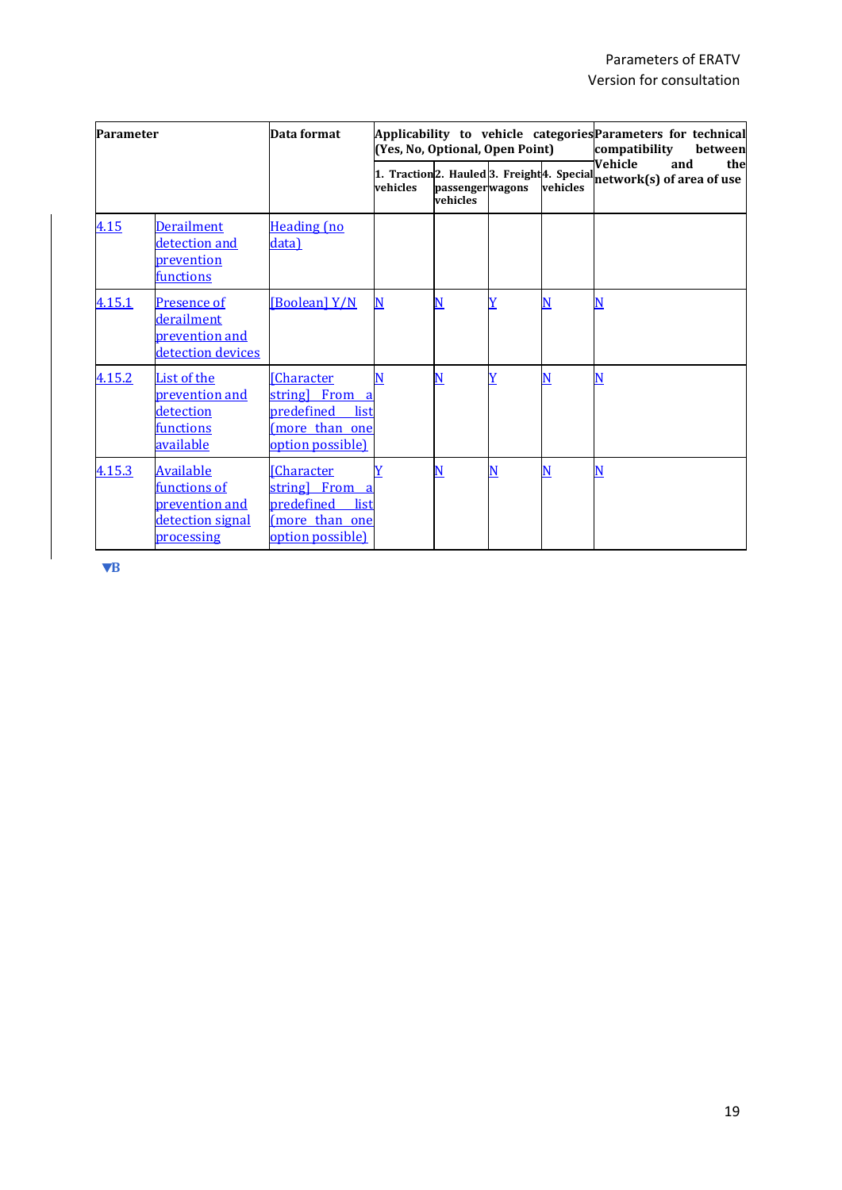| Parameter | | Data format | Applicability to vehicle categories (Yes, No, Optional, Open Point) | | | | Parameters for technical compatibility between Vehicle and the network(s) of area of use |
|---|---|---|---|---|---|---|---|
| | | | 1. Traction vehicles | 2. Hauled passenger vehicles | 3. Freight wagons | 4. Special vehicles | |
| 4.15 | Derailment detection and prevention functions | Heading (no data) | | | | | |
| 4.15.1 | Presence of derailment prevention and detection devices | [Boolean] Y/N | N | N | Y | N | N |
| 4.15.2 | List of the prevention and detection functions available | [Character string] From a predefined list (more than one option possible) | N | N | Y | N | N |
| 4.15.3 | Available functions of prevention and detection signal processing | [Character string] From a predefined list (more than one option possible) | Y | N | N | N | N |

▼B